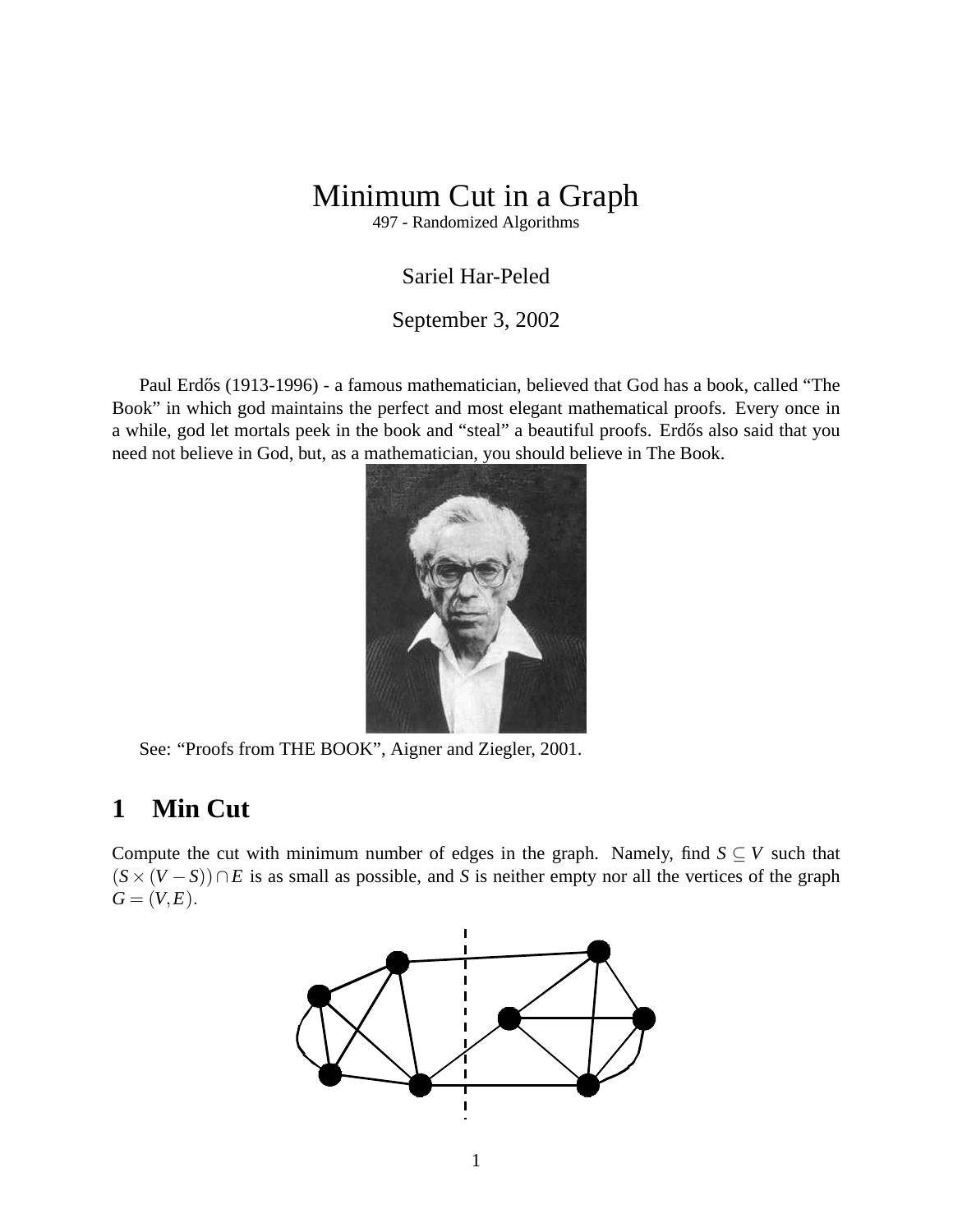# Minimum Cut in a Graph

497 - Randomized Algorithms

Sariel Har-Peled

September 3, 2002

Paul Erdős (1913-1996) - a famous mathematician, believed that God has a book, called "The Book" in which god maintains the perfect and most elegant mathematical proofs. Every once in a while, god let mortals peek in the book and "steal" a beautiful proofs. Erdős also said that you need not believe in God, but, as a mathematician, you should believe in The Book.

See: "Proofs from THE BOOK", Aigner and Ziegler, 2001.

## 1 Min Cut

Compute the cut with minimum number of edges in the graph. Namely, find $S \subseteq V$ such that $(S \times (V - S)) \cap E$ is as small as possible, and $S$ is neither empty nor all the vertices of the graph $G = (V, E)$.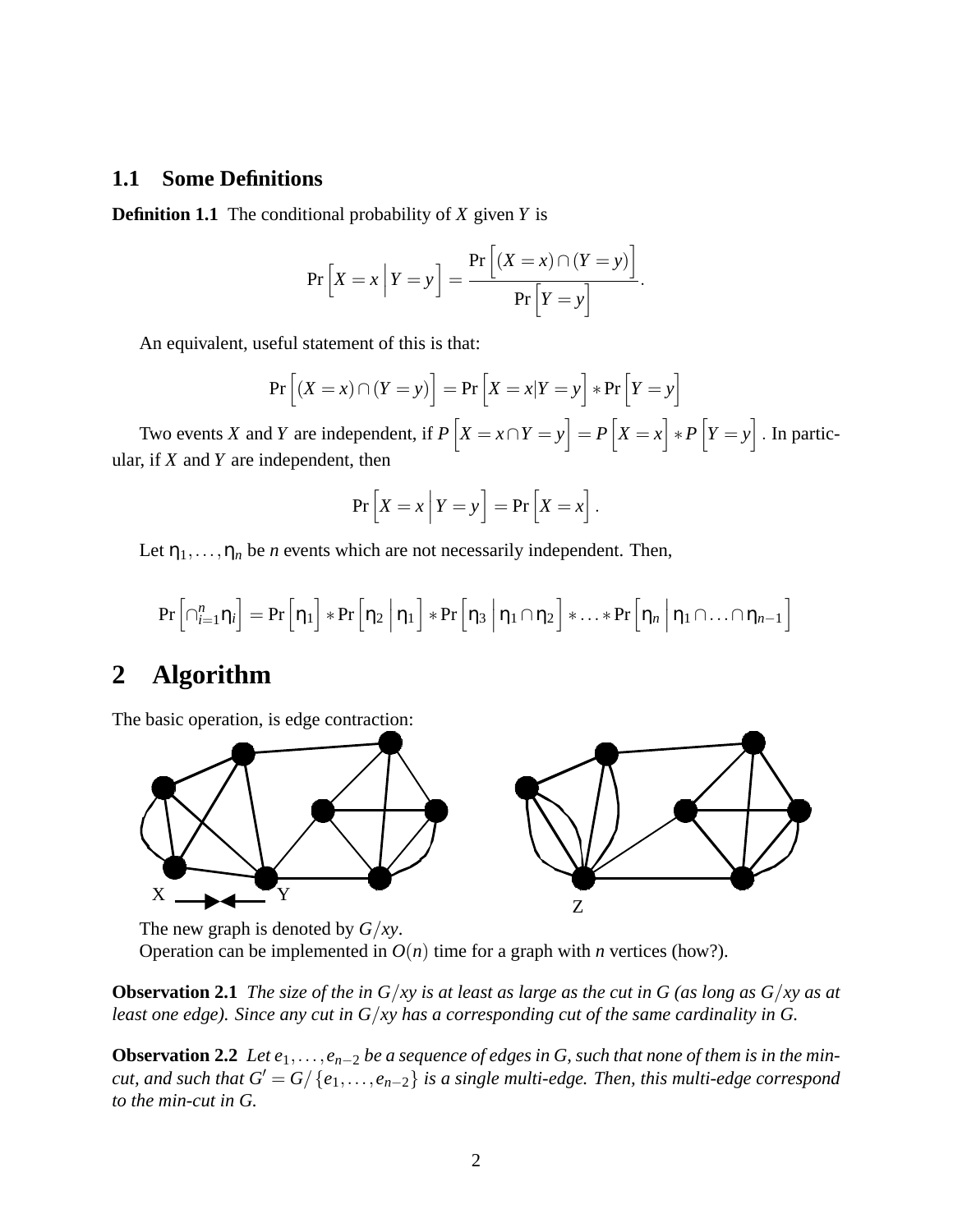### 1.1 Some Definitions

**Definition 1.1** The conditional probability of $X$ given $Y$ is

$$\Pr\left[X = x \,\middle|\, Y = y\right] = \frac{\Pr\left[(X = x) \cap (Y = y)\right]}{\Pr\left[Y = y\right]}.$$

An equivalent, useful statement of this is that:

$$\Pr\left[(X = x) \cap (Y = y)\right] = \Pr\left[X = x | Y = y\right] * \Pr\left[Y = y\right]$$

Two events $X$ and $Y$ are independent, if $P\left[X = x \cap Y = y\right] = P\left[X = x\right] * P\left[Y = y\right]$. In particular, if $X$ and $Y$ are independent, then

$$\Pr\left[X = x \,\middle|\, Y = y\right] = \Pr\left[X = x\right].$$

Let $\eta_1, \ldots, \eta_n$ be $n$ events which are not necessarily independent. Then,

$$\Pr\left[\cap_{i=1}^{n} \eta_i\right] = \Pr\left[\eta_1\right] * \Pr\left[\eta_2 \,\middle|\, \eta_1\right] * \Pr\left[\eta_3 \,\middle|\, \eta_1 \cap \eta_2\right] * \ldots * \Pr\left[\eta_n \,\middle|\, \eta_1 \cap \ldots \cap \eta_{n-1}\right]$$

# 2 Algorithm

The basic operation, is edge contraction:

X Y Z

The new graph is denoted by $G/xy$.
Operation can be implemented in $O(n)$ time for a graph with $n$ vertices (how?).

**Observation 2.1** *The size of the in $G/xy$ is at least as large as the cut in $G$ (as long as $G/xy$ as at least one edge). Since any cut in $G/xy$ has a corresponding cut of the same cardinality in $G$.*

**Observation 2.2** *Let $e_1, \ldots, e_{n-2}$ be a sequence of edges in $G$, such that none of them is in the min-cut, and such that $G' = G/\{e_1, \ldots, e_{n-2}\}$ is a single multi-edge. Then, this multi-edge correspond to the min-cut in $G$.*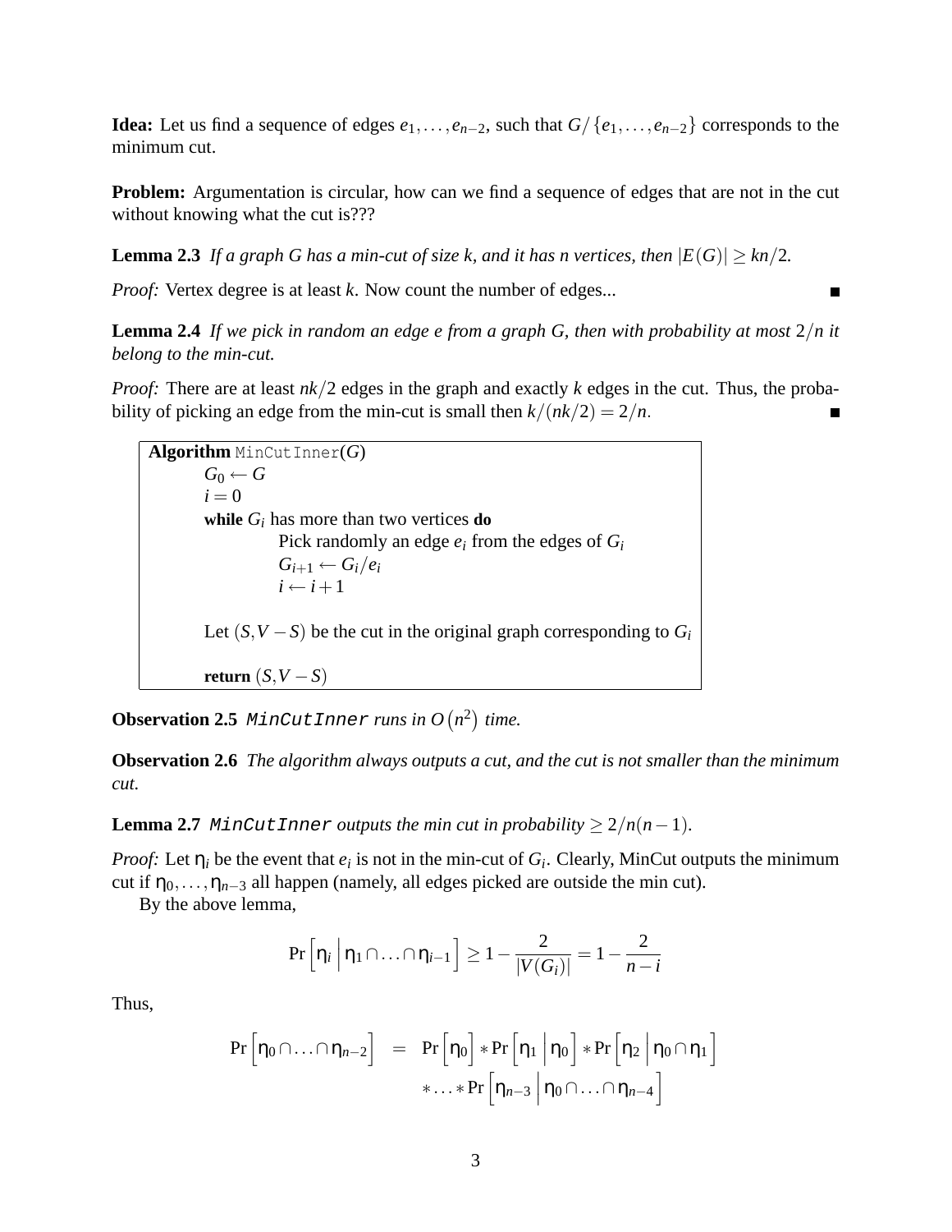**Idea:** Let us find a sequence of edges $e_1, \ldots, e_{n-2}$, such that $G/\{e_1, \ldots, e_{n-2}\}$ corresponds to the minimum cut.

**Problem:** Argumentation is circular, how can we find a sequence of edges that are not in the cut without knowing what the cut is???

**Lemma 2.3** *If a graph G has a min-cut of size k, and it has n vertices, then $|E(G)| \geq kn/2$.*

*Proof:* Vertex degree is at least $k$. Now count the number of edges... ∎

**Lemma 2.4** *If we pick in random an edge e from a graph G, then with probability at most $2/n$ it belong to the min-cut.*

*Proof:* There are at least $nk/2$ edges in the graph and exactly $k$ edges in the cut. Thus, the probability of picking an edge from the min-cut is small then $k/(nk/2) = 2/n$. ∎

```
Algorithm MinCutInner(G)
    G_0 ← G
    i = 0
    while G_i has more than two vertices do
        Pick randomly an edge e_i from the edges of G_i
        G_{i+1} ← G_i / e_i
        i ← i + 1

    Let (S, V − S) be the cut in the original graph corresponding to G_i

    return (S, V − S)
```

**Observation 2.5** MinCutInner *runs in $O(n^2)$ time.*

**Observation 2.6** *The algorithm always outputs a cut, and the cut is not smaller than the minimum cut.*

**Lemma 2.7** MinCutInner *outputs the min cut in probability $\geq 2/n(n-1)$.*

*Proof:* Let $\eta_i$ be the event that $e_i$ is not in the min-cut of $G_i$. Clearly, MinCut outputs the minimum cut if $\eta_0, \ldots, \eta_{n-3}$ all happen (namely, all edges picked are outside the min cut).

By the above lemma,

$$\Pr\left[\eta_i \,\middle|\, \eta_1 \cap \ldots \cap \eta_{i-1}\right] \geq 1 - \frac{2}{|V(G_i)|} = 1 - \frac{2}{n-i}$$

Thus,

$$\Pr\left[\eta_0 \cap \ldots \cap \eta_{n-2}\right] = \Pr\left[\eta_0\right] * \Pr\left[\eta_1 \,\middle|\, \eta_0\right] * \Pr\left[\eta_2 \,\middle|\, \eta_0 \cap \eta_1\right] * \ldots * \Pr\left[\eta_{n-3} \,\middle|\, \eta_0 \cap \ldots \cap \eta_{n-4}\right]$$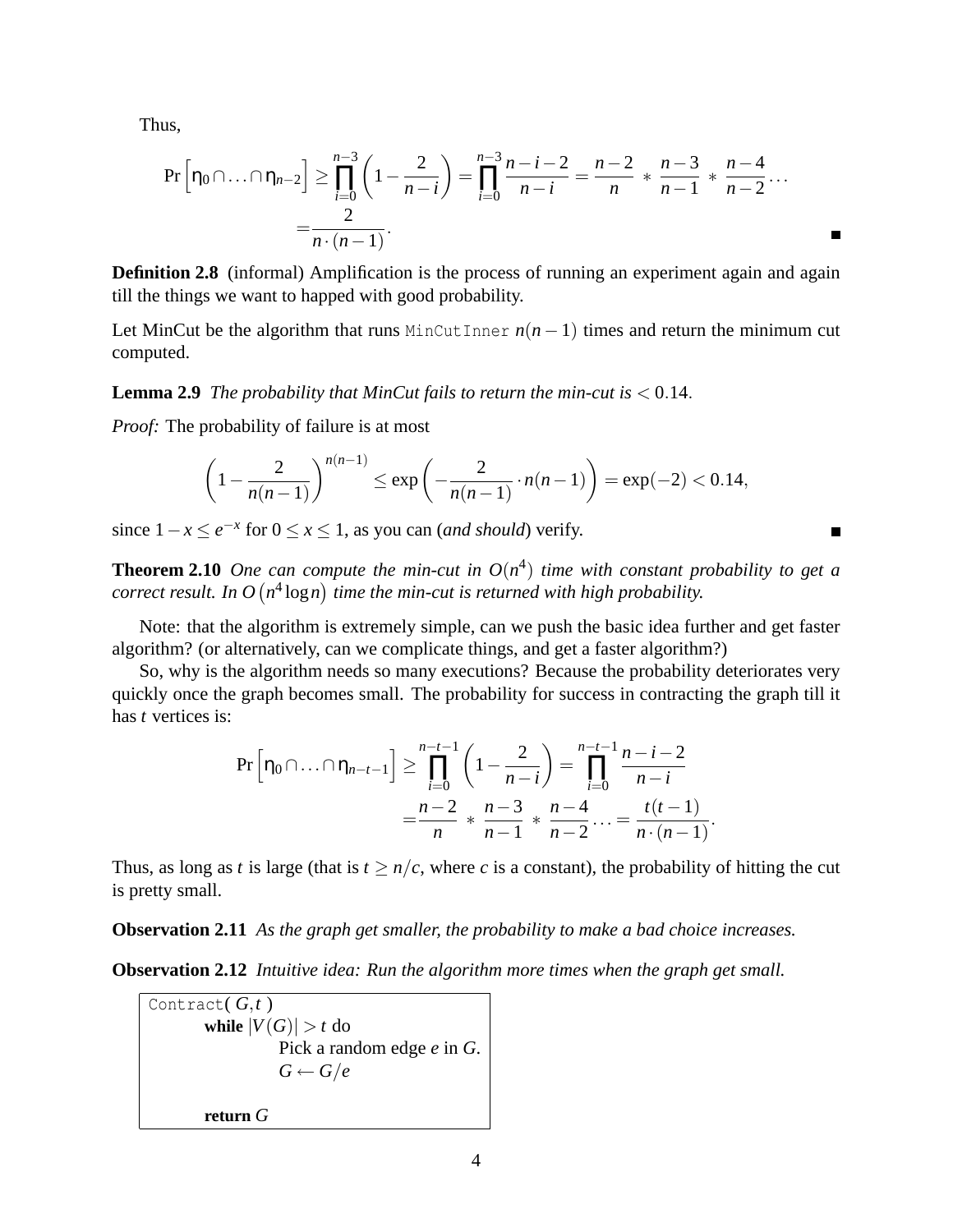Thus,

$$\Pr\left[\eta_0 \cap \ldots \cap \eta_{n-2}\right] \geq \prod_{i=0}^{n-3} \left(1 - \frac{2}{n-i}\right) = \prod_{i=0}^{n-3} \frac{n-i-2}{n-i} = \frac{n-2}{n} * \frac{n-3}{n-1} * \frac{n-4}{n-2} \ldots$$
$$= \frac{2}{n \cdot (n-1)}.$$

∎

**Definition 2.8** (informal) Amplification is the process of running an experiment again and again till the things we want to happed with good probability.

Let MinCut be the algorithm that runs `MinCutInner` $n(n-1)$ times and return the minimum cut computed.

**Lemma 2.9** *The probability that MinCut fails to return the min-cut is* $< 0.14$.

*Proof:* The probability of failure is at most

$$\left(1 - \frac{2}{n(n-1)}\right)^{n(n-1)} \leq \exp\left(-\frac{2}{n(n-1)} \cdot n(n-1)\right) = \exp(-2) < 0.14,$$

since $1 - x \leq e^{-x}$ for $0 \leq x \leq 1$, as you can (*and should*) verify. ∎

**Theorem 2.10** *One can compute the min-cut in* $O(n^4)$ *time with constant probability to get a correct result. In* $O\left(n^4 \log n\right)$ *time the min-cut is returned with high probability.*

Note: that the algorithm is extremely simple, can we push the basic idea further and get faster algorithm? (or alternatively, can we complicate things, and get a faster algorithm?)

So, why is the algorithm needs so many executions? Because the probability deteriorates very quickly once the graph becomes small. The probability for success in contracting the graph till it has $t$ vertices is:

$$\Pr\left[\eta_0 \cap \ldots \cap \eta_{n-t-1}\right] \geq \prod_{i=0}^{n-t-1} \left(1 - \frac{2}{n-i}\right) = \prod_{i=0}^{n-t-1} \frac{n-i-2}{n-i}$$
$$= \frac{n-2}{n} * \frac{n-3}{n-1} * \frac{n-4}{n-2} \ldots = \frac{t(t-1)}{n \cdot (n-1)}.$$

Thus, as long as $t$ is large (that is $t \geq n/c$, where $c$ is a constant), the probability of hitting the cut is pretty small.

**Observation 2.11** *As the graph get smaller, the probability to make a bad choice increases.*

**Observation 2.12** *Intuitive idea: Run the algorithm more times when the graph get small.*

```
Contract( G,t )
    while |V(G)| > t do
        Pick a random edge e in G.
        G ← G/e

    return G
```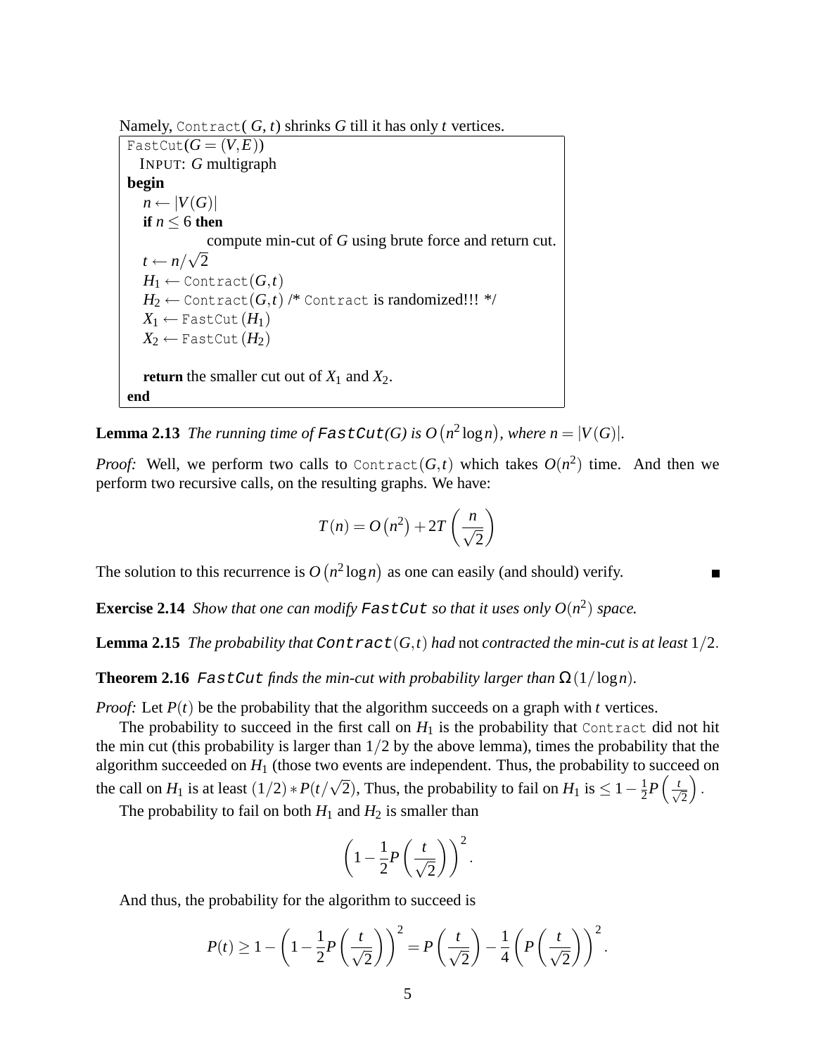Namely, `Contract`( $G$, $t$) shrinks $G$ till it has only $t$ vertices.

```
FastCut(G = (V,E))
  INPUT: G multigraph
begin
  n ← |V(G)|
  if n ≤ 6 then
        compute min-cut of G using brute force and return cut.
  t ← n/√2
  H_1 ← Contract(G,t)
  H_2 ← Contract(G,t) /* Contract is randomized!!! */
  X_1 ← FastCut(H_1)
  X_2 ← FastCut(H_2)

  return the smaller cut out of X_1 and X_2.
end
```

**Lemma 2.13** *The running time of* `FastCut(G)` *is* $O\left(n^2 \log n\right)$*, where* $n = |V(G)|$.

*Proof:* Well, we perform two calls to `Contract`$(G,t)$ which takes $O(n^2)$ time. And then we perform two recursive calls, on the resulting graphs. We have:

$$T(n) = O\left(n^2\right) + 2T\left(\frac{n}{\sqrt{2}}\right)$$

The solution to this recurrence is $O\left(n^2 \log n\right)$ as one can easily (and should) verify. ■

**Exercise 2.14** *Show that one can modify* `FastCut` *so that it uses only* $O(n^2)$ *space.*

**Lemma 2.15** *The probability that* `Contract`$(G,t)$ *had* not *contracted the min-cut is at least* $1/2$.

**Theorem 2.16** `FastCut` *finds the min-cut with probability larger than* $\Omega(1/\log n)$.

*Proof:* Let $P(t)$ be the probability that the algorithm succeeds on a graph with $t$ vertices.

The probability to succeed in the first call on $H_1$ is the probability that `Contract` did not hit the min cut (this probability is larger than $1/2$ by the above lemma), times the probability that the algorithm succeeded on $H_1$ (those two events are independent. Thus, the probability to succeed on the call on $H_1$ is at least $(1/2) * P(t/\sqrt{2})$, Thus, the probability to fail on $H_1$ is $\leq 1 - \frac{1}{2}P\left(\frac{t}{\sqrt{2}}\right)$.

The probability to fail on both $H_1$ and $H_2$ is smaller than

$$\left(1 - \frac{1}{2}P\left(\frac{t}{\sqrt{2}}\right)\right)^2.$$

And thus, the probability for the algorithm to succeed is

$$P(t) \geq 1 - \left(1 - \frac{1}{2}P\left(\frac{t}{\sqrt{2}}\right)\right)^2 = P\left(\frac{t}{\sqrt{2}}\right) - \frac{1}{4}\left(P\left(\frac{t}{\sqrt{2}}\right)\right)^2.$$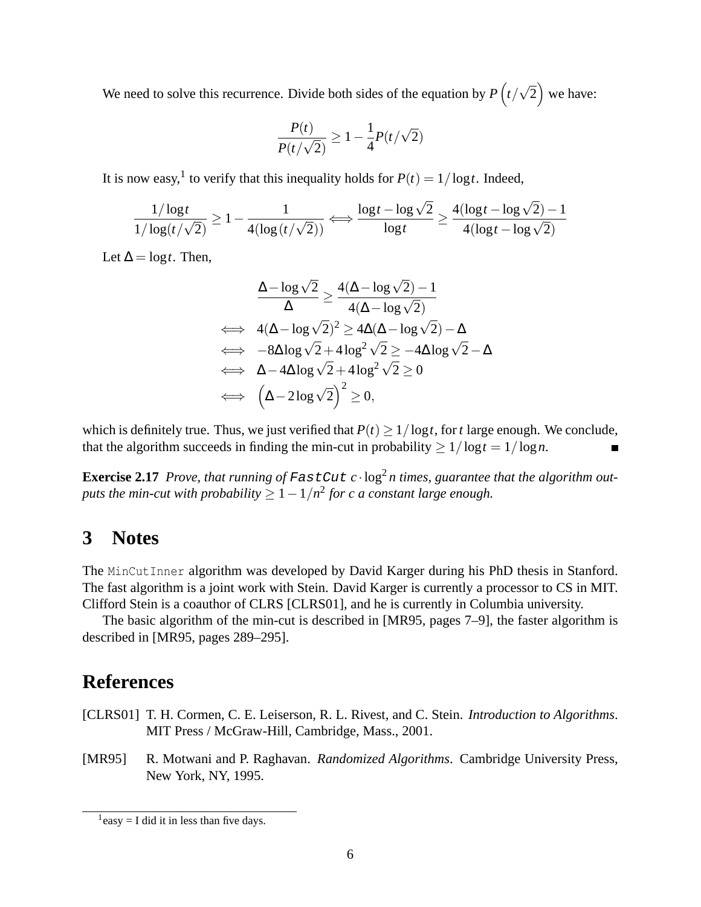We need to solve this recurrence. Divide both sides of the equation by $P\left(t/\sqrt{2}\right)$ we have:

$$\frac{P(t)}{P(t/\sqrt{2})} \geq 1 - \frac{1}{4}P(t/\sqrt{2})$$

It is now easy,[1] to verify that this inequality holds for $P(t) = 1/\log t$. Indeed,

$$\frac{1/\log t}{1/\log(t/\sqrt{2})} \geq 1 - \frac{1}{4(\log(t/\sqrt{2}))} \iff \frac{\log t - \log\sqrt{2}}{\log t} \geq \frac{4(\log t - \log\sqrt{2}) - 1}{4(\log t - \log\sqrt{2})}$$

Let $\Delta = \log t$. Then,

$$\begin{aligned}
& \frac{\Delta - \log\sqrt{2}}{\Delta} \geq \frac{4(\Delta - \log\sqrt{2}) - 1}{4(\Delta - \log\sqrt{2})} \\
\iff\ & 4(\Delta - \log\sqrt{2})^2 \geq 4\Delta(\Delta - \log\sqrt{2}) - \Delta \\
\iff\ & -8\Delta\log\sqrt{2} + 4\log^2\sqrt{2} \geq -4\Delta\log\sqrt{2} - \Delta \\
\iff\ & \Delta - 4\Delta\log\sqrt{2} + 4\log^2\sqrt{2} \geq 0 \\
\iff\ & \left(\Delta - 2\log\sqrt{2}\right)^2 \geq 0,
\end{aligned}$$

which is definitely true. Thus, we just verified that $P(t) \geq 1/\log t$, for $t$ large enough. We conclude, that the algorithm succeeds in finding the min-cut in probability $\geq 1/\log t = 1/\log n$. ∎

**Exercise 2.17** *Prove, that running of* `FastCut` $c \cdot \log^2 n$ *times, guarantee that the algorithm outputs the min-cut with probability* $\geq 1 - 1/n^2$ *for c a constant large enough.*

## 3 Notes

The `MinCutInner` algorithm was developed by David Karger during his PhD thesis in Stanford. The fast algorithm is a joint work with Stein. David Karger is currently a processor to CS in MIT. Clifford Stein is a coauthor of CLRS [CLRS01], and he is currently in Columbia university.

The basic algorithm of the min-cut is described in [MR95, pages 7–9], the faster algorithm is described in [MR95, pages 289–295].

## References

[CLRS01] T. H. Cormen, C. E. Leiserson, R. L. Rivest, and C. Stein. *Introduction to Algorithms*. MIT Press / McGraw-Hill, Cambridge, Mass., 2001.

[MR95] R. Motwani and P. Raghavan. *Randomized Algorithms*. Cambridge University Press, New York, NY, 1995.

[1] easy = I did it in less than five days.